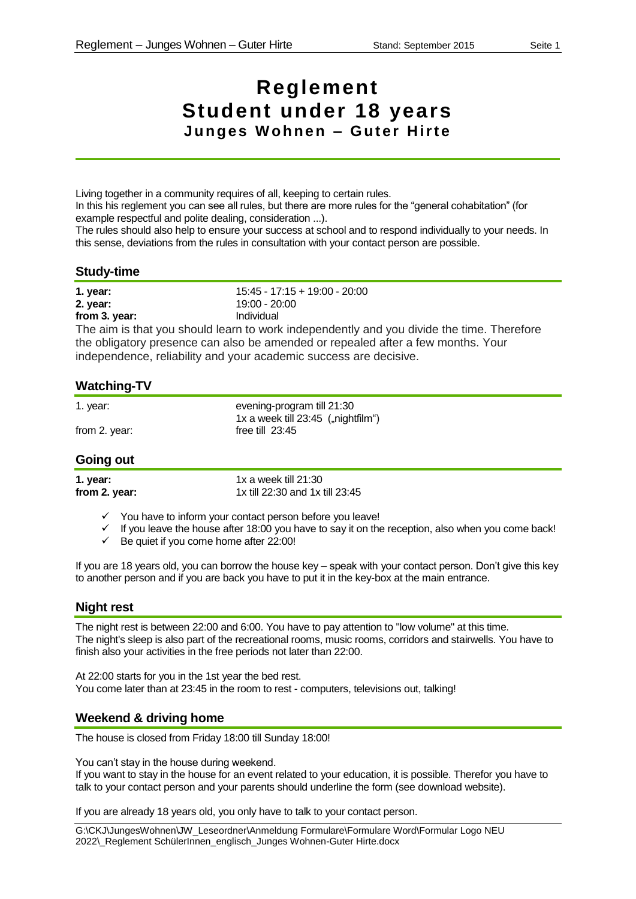# Reglement
# Student under 18 years
## Junges Wohnen – Guter Hirte

Living together in a community requires of all, keeping to certain rules.
In this his reglement you can see all rules, but there are more rules for the "general cohabitation" (for example respectful and polite dealing, consideration ...).
The rules should also help to ensure your success at school and to respond individually to your needs. In this sense, deviations from the rules in consultation with your contact person are possible.

## Study-time

| | |
|---|---|
| **1. year:** | 15:45 - 17:15 + 19:00 - 20:00 |
| **2. year:** | 19:00 - 20:00 |
| **from 3. year:** | Individual |

The aim is that you should learn to work independently and you divide the time. Therefore the obligatory presence can also be amended or repealed after a few months. Your independence, reliability and your academic success are decisive.

## Watching-TV

| | |
|---|---|
| 1. year: | evening-program till 21:30<br>1x a week till 23:45 („nightfilm") |
| from 2. year: | free till 23:45 |

## Going out

| | |
|---|---|
| **1. year:** | 1x a week till 21:30 |
| **from 2. year:** | 1x till 22:30 and 1x till 23:45 |

- ✓ You have to inform your contact person before you leave!
- ✓ If you leave the house after 18:00 you have to say it on the reception, also when you come back!
- ✓ Be quiet if you come home after 22:00!

If you are 18 years old, you can borrow the house key – speak with your contact person. Don't give this key to another person and if you are back you have to put it in the key-box at the main entrance.

## Night rest

The night rest is between 22:00 and 6:00. You have to pay attention to "low volume" at this time.
The night's sleep is also part of the recreational rooms, music rooms, corridors and stairwells. You have to finish also your activities in the free periods not later than 22:00.

At 22:00 starts for you in the 1st year the bed rest.
You come later than at 23:45 in the room to rest - computers, televisions out, talking!

## Weekend & driving home

The house is closed from Friday 18:00 till Sunday 18:00!

You can't stay in the house during weekend.
If you want to stay in the house for an event related to your education, it is possible. Therefor you have to talk to your contact person and your parents should underline the form (see download website).

If you are already 18 years old, you only have to talk to your contact person.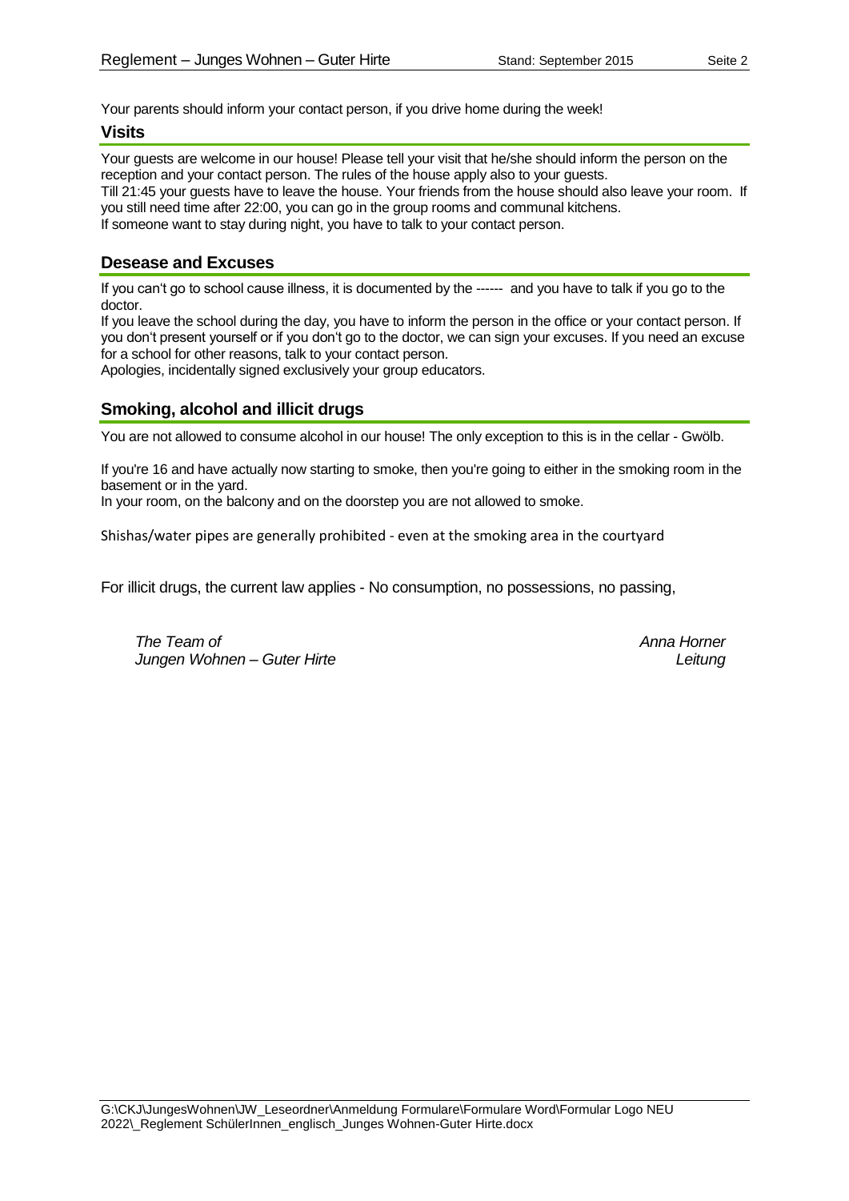Your parents should inform your contact person, if you drive home during the week!

## Visits

Your guests are welcome in our house! Please tell your visit that he/she should inform the person on the reception and your contact person. The rules of the house apply also to your guests.
Till 21:45 your guests have to leave the house. Your friends from the house should also leave your room. If you still need time after 22:00, you can go in the group rooms and communal kitchens.
If someone want to stay during night, you have to talk to your contact person.

## Desease and Excuses

If you can't go to school cause illness, it is documented by the ------ and you have to talk if you go to the doctor.
If you leave the school during the day, you have to inform the person in the office or your contact person. If you don't present yourself or if you don't go to the doctor, we can sign your excuses. If you need an excuse for a school for other reasons, talk to your contact person.
Apologies, incidentally signed exclusively your group educators.

## Smoking, alcohol and illicit drugs

You are not allowed to consume alcohol in our house! The only exception to this is in the cellar - Gwölb.

If you're 16 and have actually now starting to smoke, then you're going to either in the smoking room in the basement or in the yard.
In your room, on the balcony and on the doorstep you are not allowed to smoke.

Shishas/water pipes are generally prohibited - even at the smoking area in the courtyard

For illicit drugs, the current law applies - No consumption, no possessions, no passing,

*The Team of*
*Jungen Wohnen – Guter Hirte*

*Anna Horner*
*Leitung*